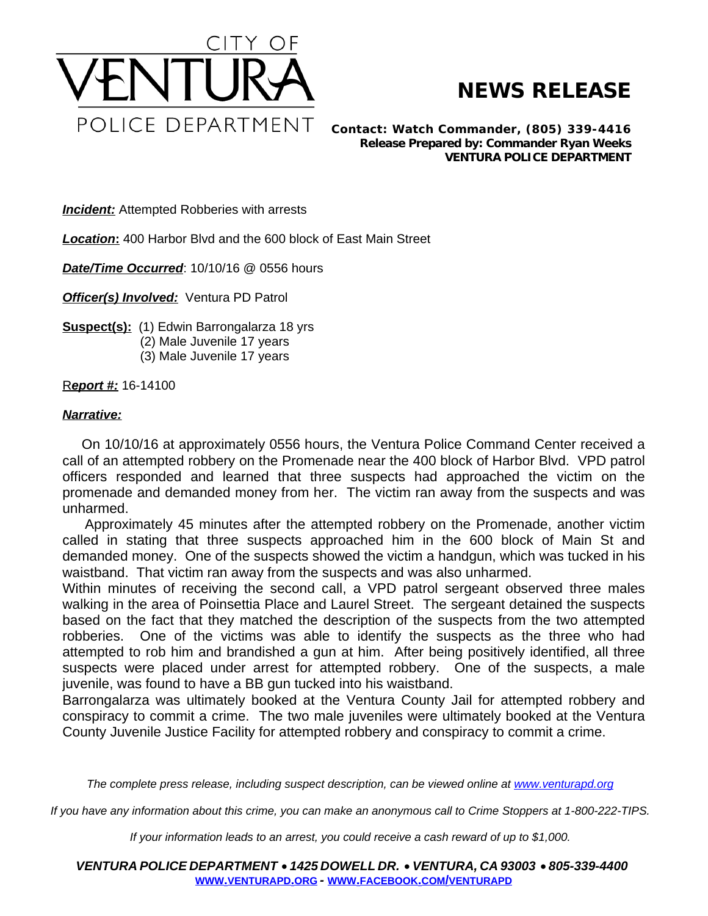# CITY OF VENTURA POLICE DEPARTMENT

# NEWS RELEASE

**Contact: Watch Commander, (805) 339-4416**
**Release Prepared by: Commander Ryan Weeks**
**VENTURA POLICE DEPARTMENT**

***Incident:*** Attempted Robberies with arrests

***Location*:** 400 Harbor Blvd and the 600 block of East Main Street

***Date/Time Occurred***: 10/10/16 @ 0556 hours

***Officer(s) Involved:*** Ventura PD Patrol

**Suspect(s):** (1) Edwin Barrongalarza 18 yrs
(2) Male Juvenile 17 years
(3) Male Juvenile 17 years

R***eport #:*** 16-14100

***Narrative:***

On 10/10/16 at approximately 0556 hours, the Ventura Police Command Center received a call of an attempted robbery on the Promenade near the 400 block of Harbor Blvd. VPD patrol officers responded and learned that three suspects had approached the victim on the promenade and demanded money from her. The victim ran away from the suspects and was unharmed.

Approximately 45 minutes after the attempted robbery on the Promenade, another victim called in stating that three suspects approached him in the 600 block of Main St and demanded money. One of the suspects showed the victim a handgun, which was tucked in his waistband. That victim ran away from the suspects and was also unharmed.

Within minutes of receiving the second call, a VPD patrol sergeant observed three males walking in the area of Poinsettia Place and Laurel Street. The sergeant detained the suspects based on the fact that they matched the description of the suspects from the two attempted robberies. One of the victims was able to identify the suspects as the three who had attempted to rob him and brandished a gun at him. After being positively identified, all three suspects were placed under arrest for attempted robbery. One of the suspects, a male juvenile, was found to have a BB gun tucked into his waistband.

Barrongalarza was ultimately booked at the Ventura County Jail for attempted robbery and conspiracy to commit a crime. The two male juveniles were ultimately booked at the Ventura County Juvenile Justice Facility for attempted robbery and conspiracy to commit a crime.

*The complete press release, including suspect description, can be viewed online at [www.venturapd.org](http://www.venturapd.org)*

*If you have any information about this crime, you can make an anonymous call to Crime Stoppers at 1-800-222-TIPS.*

*If your information leads to an arrest, you could receive a cash reward of up to $1,000.*

***VENTURA POLICE DEPARTMENT • 1425 DOWELL DR. • VENTURA, CA 93003 • 805-339-4400***
[WWW.VENTURAPD.ORG](http://www.venturapd.org) - [WWW.FACEBOOK.COM/VENTURAPD](http://www.facebook.com/venturapd)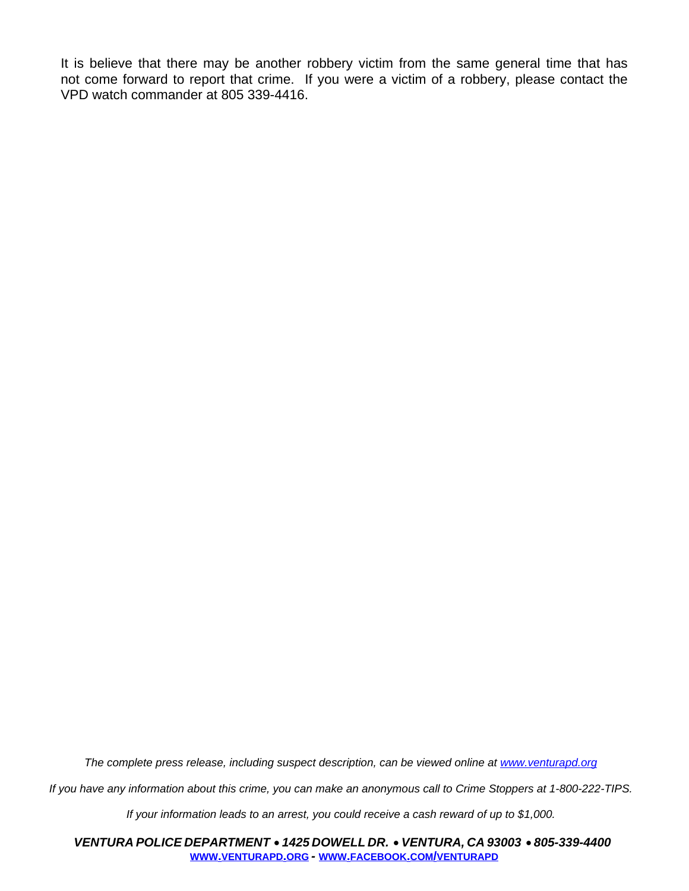It is believe that there may be another robbery victim from the same general time that has not come forward to report that crime. If you were a victim of a robbery, please contact the VPD watch commander at 805 339-4416.

*The complete press release, including suspect description, can be viewed online at [www.venturapd.org](http://www.venturapd.org)*

*If you have any information about this crime, you can make an anonymous call to Crime Stoppers at 1-800-222-TIPS.*

*If your information leads to an arrest, you could receive a cash reward of up to $1,000.*

***VENTURA POLICE DEPARTMENT • 1425 DOWELL DR. • VENTURA, CA 93003 • 805-339-4400***

**[WWW.VENTURAPD.ORG](http://www.venturapd.org) - [WWW.FACEBOOK.COM/VENTURAPD](http://www.facebook.com/venturapd)**